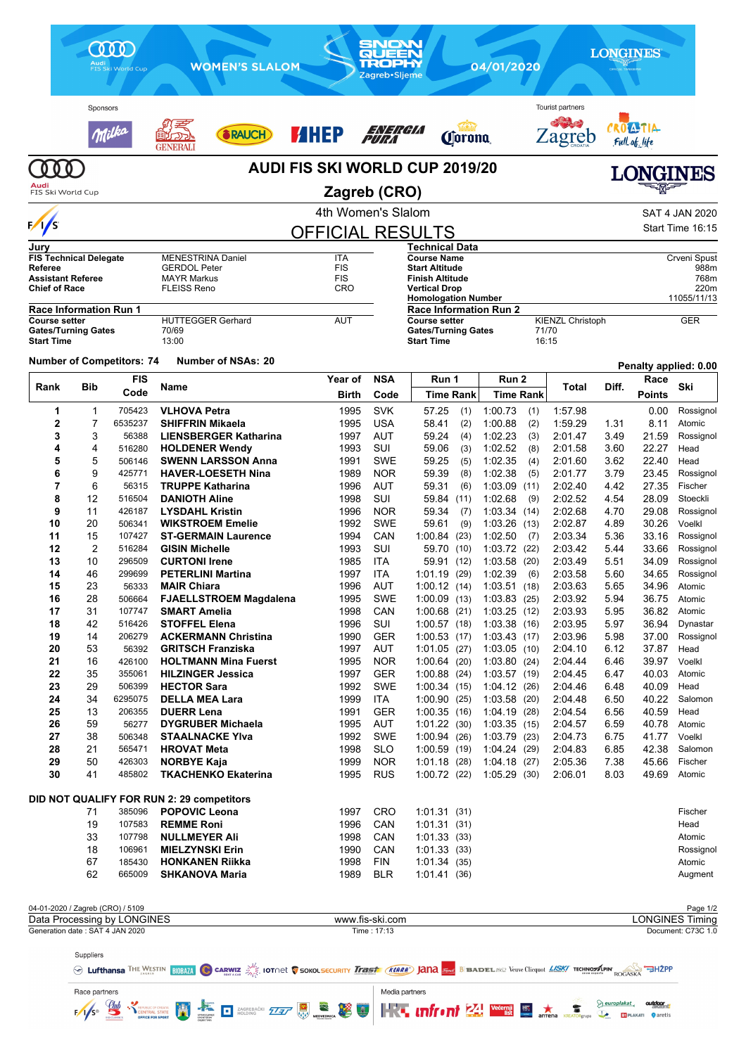WOMEN'S SLALOM — SNOW QUEEN TROPHY Zagreb•Sljeme — 04/01/2020

# AUDI FIS SKI WORLD CUP 2019/20

## Zagreb (CRO)

4th Women's Slalom — SAT 4 JAN 2020 — Start Time 16:15

## OFFICIAL RESULTS

| Jury | | |
|---|---|---|
| FIS Technical Delegate | MENESTRINA Daniel | ITA |
| Referee | GERDOL Peter | FIS |
| Assistant Referee | MAYR Markus | FIS |
| Chief of Race | FLEISS Reno | CRO |

| Technical Data | |
|---|---|
| Course Name | Crveni Spust |
| Start Altitude | 988m |
| Finish Altitude | 768m |
| Vertical Drop | 220m |
| Homologation Number | 11055/11/13 |

| Race Information Run 1 | | |
|---|---|---|
| Course setter | HUTTEGGER Gerhard | AUT |
| Gates/Turning Gates | 70/69 | |
| Start Time | 13:00 | |

| Race Information Run 2 | | |
|---|---|---|
| Course setter | KIENZL Christoph | GER |
| Gates/Turning Gates | 71/70 | |
| Start Time | 16:15 | |

Number of Competitors: 74 — Number of NSAs: 20 — Penalty applied: 0.00

| Rank | Bib | FIS Code | Name | Year of Birth | NSA Code | Run 1 Time | Run 1 Rank | Run 2 Time | Run 2 Rank | Total | Diff. | Race Points | Ski |
|---|---|---|---|---|---|---|---|---|---|---|---|---|---|
| 1 | 1 | 705423 | **VLHOVA Petra** | 1995 | SVK | 57.25 | (1) | 1:00.73 | (1) | 1:57.98 | | 0.00 | Rossignol |
| 2 | 7 | 6535237 | **SHIFFRIN Mikaela** | 1995 | USA | 58.41 | (2) | 1:00.88 | (2) | 1:59.29 | 1.31 | 8.11 | Atomic |
| 3 | 3 | 56388 | **LIENSBERGER Katharina** | 1997 | AUT | 59.24 | (4) | 1:02.23 | (3) | 2:01.47 | 3.49 | 21.59 | Rossignol |
| 4 | 4 | 516280 | **HOLDENER Wendy** | 1993 | SUI | 59.06 | (3) | 1:02.52 | (8) | 2:01.58 | 3.60 | 22.27 | Head |
| 5 | 5 | 506146 | **SWENN LARSSON Anna** | 1991 | SWE | 59.25 | (5) | 1:02.35 | (4) | 2:01.60 | 3.62 | 22.40 | Head |
| 6 | 9 | 425771 | **HAVER-LOESETH Nina** | 1989 | NOR | 59.39 | (8) | 1:02.38 | (5) | 2:01.77 | 3.79 | 23.45 | Rossignol |
| 7 | 6 | 56315 | **TRUPPE Katharina** | 1996 | AUT | 59.31 | (6) | 1:03.09 | (11) | 2:02.40 | 4.42 | 27.35 | Fischer |
| 8 | 12 | 516504 | **DANIOTH Aline** | 1998 | SUI | 59.84 | (11) | 1:02.68 | (9) | 2:02.52 | 4.54 | 28.09 | Stoeckli |
| 9 | 11 | 426187 | **LYSDAHL Kristin** | 1996 | NOR | 59.34 | (7) | 1:03.34 | (14) | 2:02.68 | 4.70 | 29.08 | Rossignol |
| 10 | 20 | 506341 | **WIKSTROEM Emelie** | 1992 | SWE | 59.61 | (9) | 1:03.26 | (13) | 2:02.87 | 4.89 | 30.26 | Voelkl |
| 11 | 15 | 107427 | **ST-GERMAIN Laurence** | 1994 | CAN | 1:00.84 | (23) | 1:02.50 | (7) | 2:03.34 | 5.36 | 33.16 | Rossignol |
| 12 | 2 | 516284 | **GISIN Michelle** | 1993 | SUI | 59.70 | (10) | 1:03.72 | (22) | 2:03.42 | 5.44 | 33.66 | Rossignol |
| 13 | 10 | 296509 | **CURTONI Irene** | 1985 | ITA | 59.91 | (12) | 1:03.58 | (20) | 2:03.49 | 5.51 | 34.09 | Rossignol |
| 14 | 46 | 299699 | **PETERLINI Martina** | 1997 | ITA | 1:01.19 | (29) | 1:02.39 | (6) | 2:03.58 | 5.60 | 34.65 | Rossignol |
| 15 | 23 | 56333 | **MAIR Chiara** | 1996 | AUT | 1:00.12 | (14) | 1:03.51 | (18) | 2:03.63 | 5.65 | 34.96 | Atomic |
| 16 | 28 | 506664 | **FJAELLSTROEM Magdalena** | 1995 | SWE | 1:00.09 | (13) | 1:03.83 | (25) | 2:03.92 | 5.94 | 36.75 | Atomic |
| 17 | 31 | 107747 | **SMART Amelia** | 1998 | CAN | 1:00.68 | (21) | 1:03.25 | (12) | 2:03.93 | 5.95 | 36.82 | Atomic |
| 18 | 42 | 516426 | **STOFFEL Elena** | 1996 | SUI | 1:00.57 | (18) | 1:03.38 | (16) | 2:03.95 | 5.97 | 36.94 | Dynastar |
| 19 | 14 | 206279 | **ACKERMANN Christina** | 1990 | GER | 1:00.53 | (17) | 1:03.43 | (17) | 2:03.96 | 5.98 | 37.00 | Rossignol |
| 20 | 53 | 56392 | **GRITSCH Franziska** | 1997 | AUT | 1:01.05 | (27) | 1:03.05 | (10) | 2:04.10 | 6.12 | 37.87 | Head |
| 21 | 16 | 426100 | **HOLTMANN Mina Fuerst** | 1995 | NOR | 1:00.64 | (20) | 1:03.80 | (24) | 2:04.44 | 6.46 | 39.97 | Voelkl |
| 22 | 35 | 355061 | **HILZINGER Jessica** | 1997 | GER | 1:00.88 | (24) | 1:03.57 | (19) | 2:04.45 | 6.47 | 40.03 | Atomic |
| 23 | 29 | 506399 | **HECTOR Sara** | 1992 | SWE | 1:00.34 | (15) | 1:04.12 | (26) | 2:04.46 | 6.48 | 40.09 | Head |
| 24 | 34 | 6295075 | **DELLA MEA Lara** | 1999 | ITA | 1:00.90 | (25) | 1:03.58 | (20) | 2:04.48 | 6.50 | 40.22 | Salomon |
| 25 | 13 | 206355 | **DUERR Lena** | 1991 | GER | 1:00.35 | (16) | 1:04.19 | (28) | 2:04.54 | 6.56 | 40.59 | Head |
| 26 | 59 | 56277 | **DYGRUBER Michaela** | 1995 | AUT | 1:01.22 | (30) | 1:03.35 | (15) | 2:04.57 | 6.59 | 40.78 | Atomic |
| 27 | 38 | 506348 | **STAALNACKE Ylva** | 1992 | SWE | 1:00.94 | (26) | 1:03.79 | (23) | 2:04.73 | 6.75 | 41.77 | Voelkl |
| 28 | 21 | 565471 | **HROVAT Meta** | 1998 | SLO | 1:00.59 | (19) | 1:04.24 | (29) | 2:04.83 | 6.85 | 42.38 | Salomon |
| 29 | 50 | 426303 | **NORBYE Kaja** | 1999 | NOR | 1:01.18 | (28) | 1:04.18 | (27) | 2:05.36 | 7.38 | 45.66 | Fischer |
| 30 | 41 | 485802 | **TKACHENKO Ekaterina** | 1995 | RUS | 1:00.72 | (22) | 1:05.29 | (30) | 2:06.01 | 8.03 | 49.69 | Atomic |

### DID NOT QUALIFY FOR RUN 2: 29 competitors

| Rank | Bib | FIS Code | Name | Year of Birth | NSA Code | Run 1 Time | Run 1 Rank | Run 2 Time | Run 2 Rank | Total | Diff. | Race Points | Ski |
|---|---|---|---|---|---|---|---|---|---|---|---|---|---|
| | 71 | 385096 | **POPOVIC Leona** | 1997 | CRO | 1:01.31 | (31) | | | | | | Fischer |
| | 19 | 107583 | **REMME Roni** | 1996 | CAN | 1:01.31 | (31) | | | | | | Head |
| | 33 | 107798 | **NULLMEYER Ali** | 1998 | CAN | 1:01.33 | (33) | | | | | | Atomic |
| | 18 | 106961 | **MIELZYNSKI Erin** | 1990 | CAN | 1:01.33 | (33) | | | | | | Rossignol |
| | 67 | 185430 | **HONKANEN Riikka** | 1998 | FIN | 1:01.34 | (35) | | | | | | Atomic |
| | 62 | 665009 | **SHKANOVA Maria** | 1989 | BLR | 1:01.41 | (36) | | | | | | Augment |

04-01-2020 / Zagreb (CRO) / 5109
Data Processing by LONGINES — www.fis-ski.com — LONGINES Timing
Generation date : SAT 4 JAN 2020 — Time : 17:13 — Document: C73C 1.0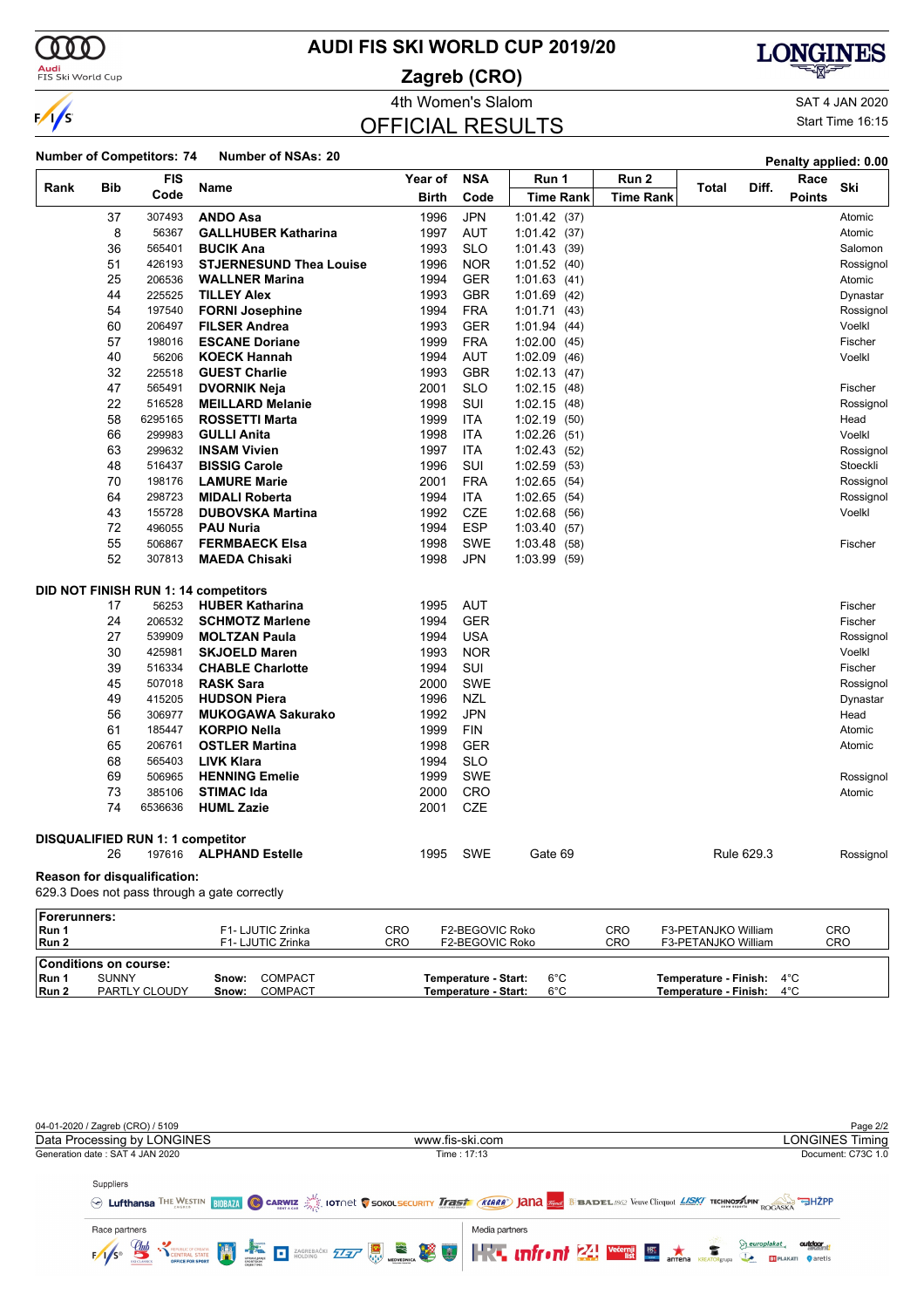# AUDI FIS SKI WORLD CUP 2019/20

## Zagreb (CRO)

4th Women's Slalom

SAT 4 JAN 2020

## OFFICIAL RESULTS

Start Time 16:15

**Number of Competitors: 74** **Number of NSAs: 20** **Penalty applied: 0.00**

| Rank | Bib | FIS Code | Name | Year of Birth | NSA Code | Run 1 Time Rank | Run 2 Time Rank | Total | Diff. | Race Points | Ski |
|---|---|---|---|---|---|---|---|---|---|---|---|
| | 37 | 307493 | **ANDO Asa** | 1996 | JPN | 1:01.42 (37) | | | | | Atomic |
| | 8 | 56367 | **GALLHUBER Katharina** | 1997 | AUT | 1:01.42 (37) | | | | | Atomic |
| | 36 | 565401 | **BUCIK Ana** | 1993 | SLO | 1:01.43 (39) | | | | | Salomon |
| | 51 | 426193 | **STJERNESUND Thea Louise** | 1996 | NOR | 1:01.52 (40) | | | | | Rossignol |
| | 25 | 206536 | **WALLNER Marina** | 1994 | GER | 1:01.63 (41) | | | | | Atomic |
| | 44 | 225525 | **TILLEY Alex** | 1993 | GBR | 1:01.69 (42) | | | | | Dynastar |
| | 54 | 197540 | **FORNI Josephine** | 1994 | FRA | 1:01.71 (43) | | | | | Rossignol |
| | 60 | 206497 | **FILSER Andrea** | 1993 | GER | 1:01.94 (44) | | | | | Voelkl |
| | 57 | 198016 | **ESCANE Doriane** | 1999 | FRA | 1:02.00 (45) | | | | | Fischer |
| | 40 | 56206 | **KOECK Hannah** | 1994 | AUT | 1:02.09 (46) | | | | | Voelkl |
| | 32 | 225518 | **GUEST Charlie** | 1993 | GBR | 1:02.13 (47) | | | | | |
| | 47 | 565491 | **DVORNIK Neja** | 2001 | SLO | 1:02.15 (48) | | | | | Fischer |
| | 22 | 516528 | **MEILLARD Melanie** | 1998 | SUI | 1:02.15 (48) | | | | | Rossignol |
| | 58 | 6295165 | **ROSSETTI Marta** | 1999 | ITA | 1:02.19 (50) | | | | | Head |
| | 66 | 299983 | **GULLI Anita** | 1998 | ITA | 1:02.26 (51) | | | | | Voelkl |
| | 63 | 299632 | **INSAM Vivien** | 1997 | ITA | 1:02.43 (52) | | | | | Rossignol |
| | 48 | 516437 | **BISSIG Carole** | 1996 | SUI | 1:02.59 (53) | | | | | Stoeckli |
| | 70 | 198176 | **LAMURE Marie** | 2001 | FRA | 1:02.65 (54) | | | | | Rossignol |
| | 64 | 298723 | **MIDALI Roberta** | 1994 | ITA | 1:02.65 (54) | | | | | Rossignol |
| | 43 | 155728 | **DUBOVSKA Martina** | 1992 | CZE | 1:02.68 (56) | | | | | Voelkl |
| | 72 | 496055 | **PAU Nuria** | 1994 | ESP | 1:03.40 (57) | | | | | |
| | 55 | 506867 | **FERMBAECK Elsa** | 1998 | SWE | 1:03.48 (58) | | | | | Fischer |
| | 52 | 307813 | **MAEDA Chisaki** | 1998 | JPN | 1:03.99 (59) | | | | | |

**DID NOT FINISH RUN 1: 14 competitors**

| Rank | Bib | FIS Code | Name | Year of Birth | NSA Code | Ski |
|---|---|---|---|---|---|---|
| | 17 | 56253 | **HUBER Katharina** | 1995 | AUT | Fischer |
| | 24 | 206532 | **SCHMOTZ Marlene** | 1994 | GER | Fischer |
| | 27 | 539909 | **MOLTZAN Paula** | 1994 | USA | Rossignol |
| | 30 | 425981 | **SKJOELD Maren** | 1993 | NOR | Voelkl |
| | 39 | 516334 | **CHABLE Charlotte** | 1994 | SUI | Fischer |
| | 45 | 507018 | **RASK Sara** | 2000 | SWE | Rossignol |
| | 49 | 415205 | **HUDSON Piera** | 1996 | NZL | Dynastar |
| | 56 | 306977 | **MUKOGAWA Sakurako** | 1992 | JPN | Head |
| | 61 | 185447 | **KORPIO Nella** | 1999 | FIN | Atomic |
| | 65 | 206761 | **OSTLER Martina** | 1998 | GER | Atomic |
| | 68 | 565403 | **LIVK Klara** | 1994 | SLO | |
| | 69 | 506965 | **HENNING Emelie** | 1999 | SWE | Rossignol |
| | 73 | 385106 | **STIMAC Ida** | 2000 | CRO | Atomic |
| | 74 | 6536636 | **HUML Zazie** | 2001 | CZE | |

**DISQUALIFIED RUN 1: 1 competitor**

| Rank | Bib | FIS Code | Name | Year of Birth | NSA Code | Run 1 | Rule | Ski |
|---|---|---|---|---|---|---|---|---|
| | 26 | 197616 | **ALPHAND Estelle** | 1995 | SWE | Gate 69 | Rule 629.3 | Rossignol |

**Reason for disqualification:**
629.3 Does not pass through a gate correctly

**Forerunners:**

| | | | | | | |
|---|---|---|---|---|---|---|
| **Run 1** | F1- LJUTIC Zrinka | CRO | F2-BEGOVIC Roko | CRO | F3-PETANJKO William | CRO |
| **Run 2** | F1- LJUTIC Zrinka | CRO | F2-BEGOVIC Roko | CRO | F3-PETANJKO William | CRO |

**Conditions on course:**

| | | | | |
|---|---|---|---|---|
| **Run 1** | SUNNY | **Snow:** COMPACT | **Temperature - Start:** 6°C | **Temperature - Finish:** 4°C |
| **Run 2** | PARTLY CLOUDY | **Snow:** COMPACT | **Temperature - Start:** 6°C | **Temperature - Finish:** 4°C |

04-01-2020 / Zagreb (CRO) / 5109 | Data Processing by LONGINES | www.fis-ski.com | LONGINES Timing

Generation date : SAT 4 JAN 2020 | Time : 17:13 | Document: C73C 1.0